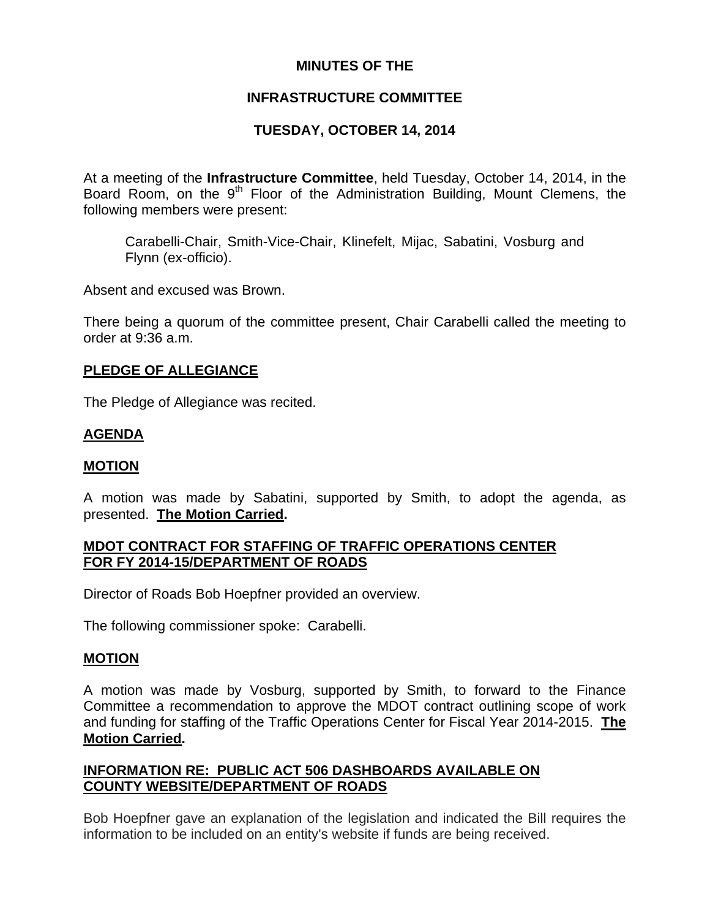**MINUTES OF THE**

**INFRASTRUCTURE COMMITTEE**

**TUESDAY, OCTOBER 14, 2014**

At a meeting of the **Infrastructure Committee**, held Tuesday, October 14, 2014, in the Board Room, on the 9th Floor of the Administration Building, Mount Clemens, the following members were present:

> Carabelli-Chair, Smith-Vice-Chair, Klinefelt, Mijac, Sabatini, Vosburg and Flynn (ex-officio).

Absent and excused was Brown.

There being a quorum of the committee present, Chair Carabelli called the meeting to order at 9:36 a.m.

**PLEDGE OF ALLEGIANCE**

The Pledge of Allegiance was recited.

**AGENDA**

**MOTION**

A motion was made by Sabatini, supported by Smith, to adopt the agenda, as presented. **The Motion Carried.**

**MDOT CONTRACT FOR STAFFING OF TRAFFIC OPERATIONS CENTER FOR FY 2014-15/DEPARTMENT OF ROADS**

Director of Roads Bob Hoepfner provided an overview.

The following commissioner spoke: Carabelli.

**MOTION**

A motion was made by Vosburg, supported by Smith, to forward to the Finance Committee a recommendation to approve the MDOT contract outlining scope of work and funding for staffing of the Traffic Operations Center for Fiscal Year 2014-2015. **The Motion Carried.**

**INFORMATION RE: PUBLIC ACT 506 DASHBOARDS AVAILABLE ON COUNTY WEBSITE/DEPARTMENT OF ROADS**

Bob Hoepfner gave an explanation of the legislation and indicated the Bill requires the information to be included on an entity's website if funds are being received.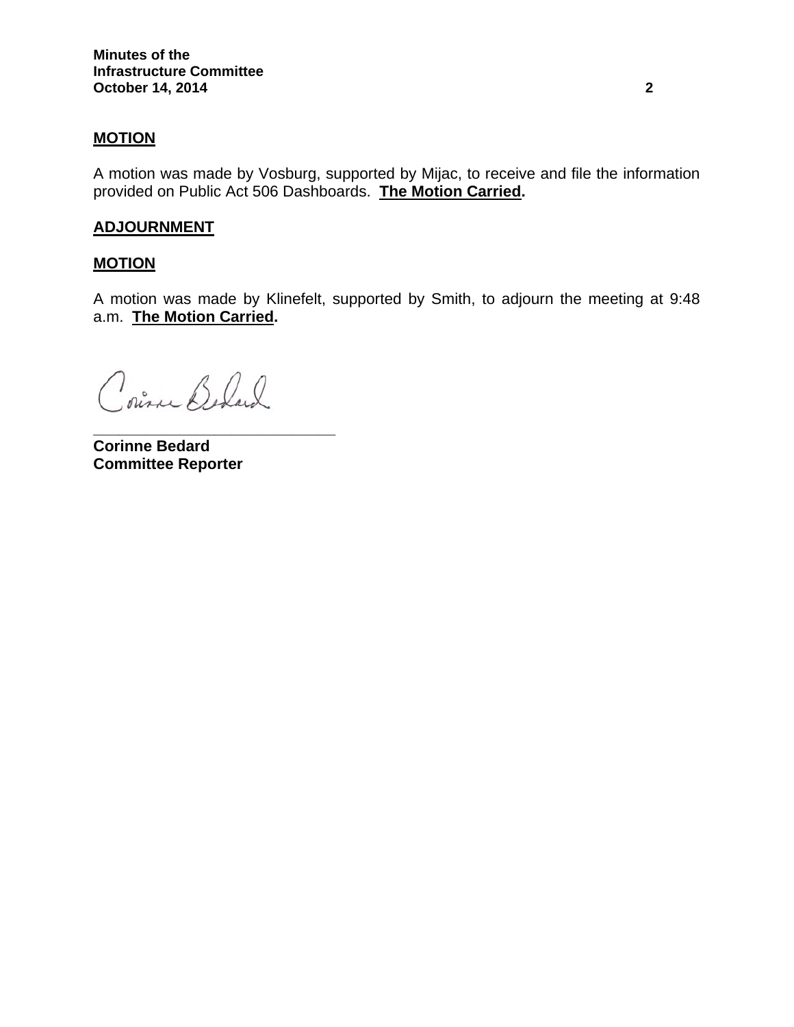**MOTION**

A motion was made by Vosburg, supported by Mijac, to receive and file the information provided on Public Act 506 Dashboards. **The Motion Carried.**

**ADJOURNMENT**

**MOTION**

A motion was made by Klinefelt, supported by Smith, to adjourn the meeting at 9:48 a.m. **The Motion Carried.**

\_\_\_\_\_\_\_\_\_\_\_\_\_\_\_\_\_\_\_\_\_\_\_\_\_\_\_\_\_\_

**Corinne Bedard**
**Committee Reporter**